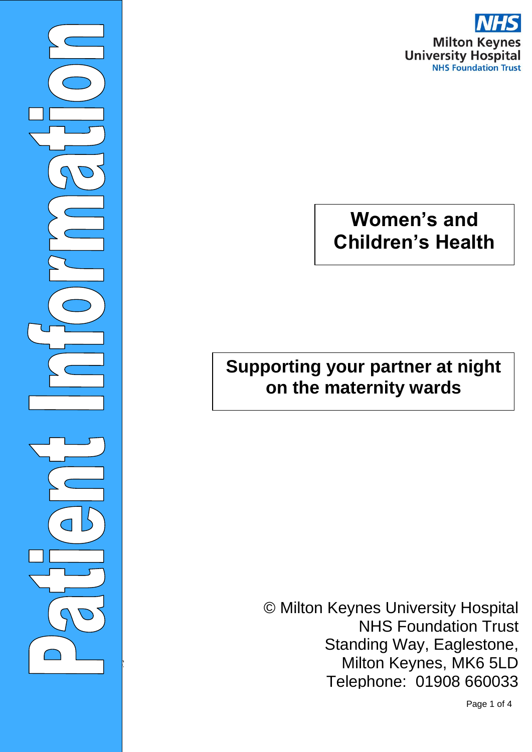Patient Information

NHS
Milton Keynes
University Hospital
NHS Foundation Trust

## Women's and Children's Health

# Supporting your partner at night on the maternity wards

© Milton Keynes University Hospital
NHS Foundation Trust
Standing Way, Eaglestone,
Milton Keynes, MK6 5LD
Telephone: 01908 660033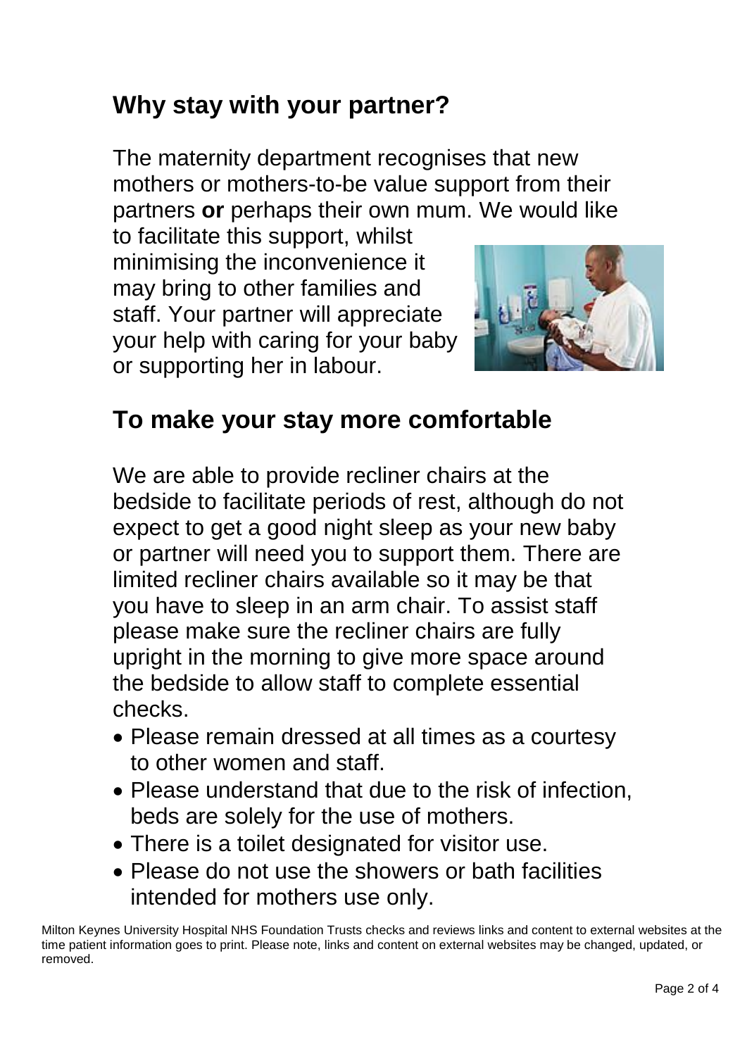## Why stay with your partner?

The maternity department recognises that new mothers or mothers-to-be value support from their partners **or** perhaps their own mum. We would like to facilitate this support, whilst minimising the inconvenience it may bring to other families and staff. Your partner will appreciate your help with caring for your baby or supporting her in labour.

## To make your stay more comfortable

We are able to provide recliner chairs at the bedside to facilitate periods of rest, although do not expect to get a good night sleep as your new baby or partner will need you to support them. There are limited recliner chairs available so it may be that you have to sleep in an arm chair. To assist staff please make sure the recliner chairs are fully upright in the morning to give more space around the bedside to allow staff to complete essential checks.

- Please remain dressed at all times as a courtesy to other women and staff.
- Please understand that due to the risk of infection, beds are solely for the use of mothers.
- There is a toilet designated for visitor use.
- Please do not use the showers or bath facilities intended for mothers use only.

Milton Keynes University Hospital NHS Foundation Trusts checks and reviews links and content to external websites at the time patient information goes to print. Please note, links and content on external websites may be changed, updated, or removed.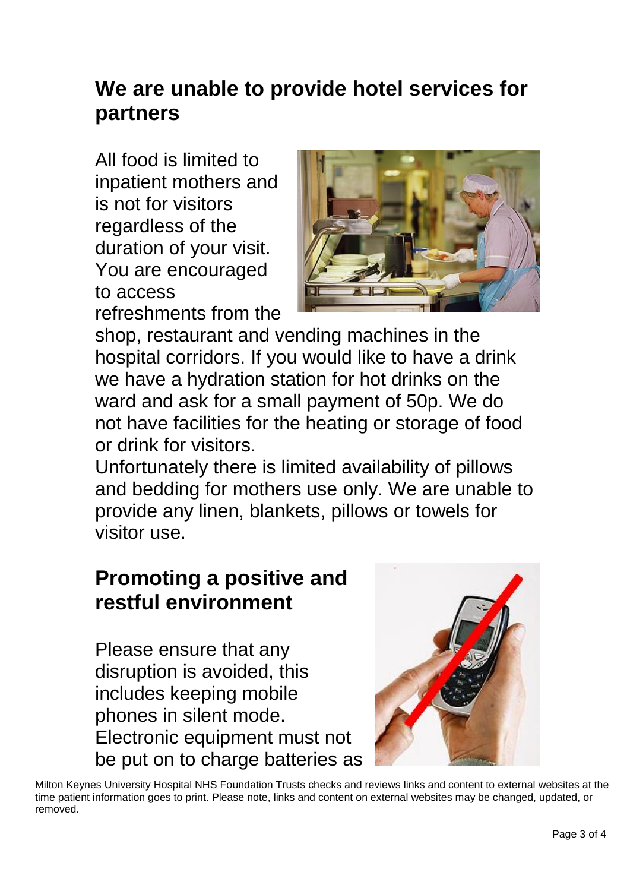## We are unable to provide hotel services for partners

All food is limited to inpatient mothers and is not for visitors regardless of the duration of your visit. You are encouraged to access refreshments from the shop, restaurant and vending machines in the hospital corridors. If you would like to have a drink we have a hydration station for hot drinks on the ward and ask for a small payment of 50p. We do not have facilities for the heating or storage of food or drink for visitors.

Unfortunately there is limited availability of pillows and bedding for mothers use only. We are unable to provide any linen, blankets, pillows or towels for visitor use.

## Promoting a positive and restful environment

Please ensure that any disruption is avoided, this includes keeping mobile phones in silent mode. Electronic equipment must not be put on to charge batteries as

Milton Keynes University Hospital NHS Foundation Trusts checks and reviews links and content to external websites at the time patient information goes to print. Please note, links and content on external websites may be changed, updated, or removed.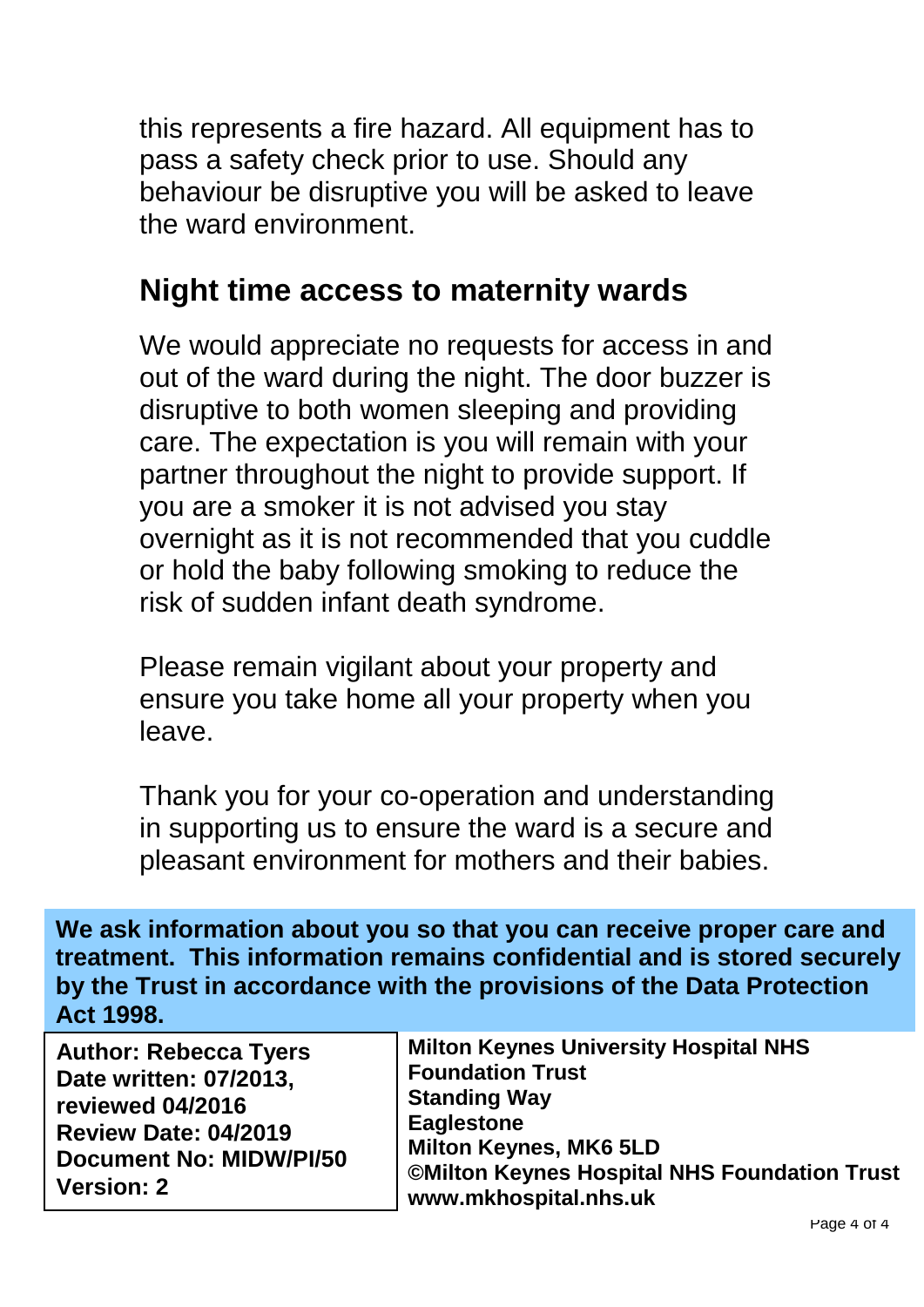this represents a fire hazard. All equipment has to pass a safety check prior to use. Should any behaviour be disruptive you will be asked to leave the ward environment.

## Night time access to maternity wards

We would appreciate no requests for access in and out of the ward during the night. The door buzzer is disruptive to both women sleeping and providing care. The expectation is you will remain with your partner throughout the night to provide support. If you are a smoker it is not advised you stay overnight as it is not recommended that you cuddle or hold the baby following smoking to reduce the risk of sudden infant death syndrome.

Please remain vigilant about your property and ensure you take home all your property when you leave.

Thank you for your co-operation and understanding in supporting us to ensure the ward is a secure and pleasant environment for mothers and their babies.

**We ask information about you so that you can receive proper care and treatment. This information remains confidential and is stored securely by the Trust in accordance with the provisions of the Data Protection Act 1998.**

| | |
|---|---|
| **Author: Rebecca Tyers**<br>**Date written: 07/2013, reviewed 04/2016**<br>**Review Date: 04/2019**<br>**Document No: MIDW/PI/50**<br>**Version: 2** | **Milton Keynes University Hospital NHS Foundation Trust**<br>**Standing Way**<br>**Eaglestone**<br>**Milton Keynes, MK6 5LD**<br>**©Milton Keynes Hospital NHS Foundation Trust**<br>**www.mkhospital.nhs.uk** |